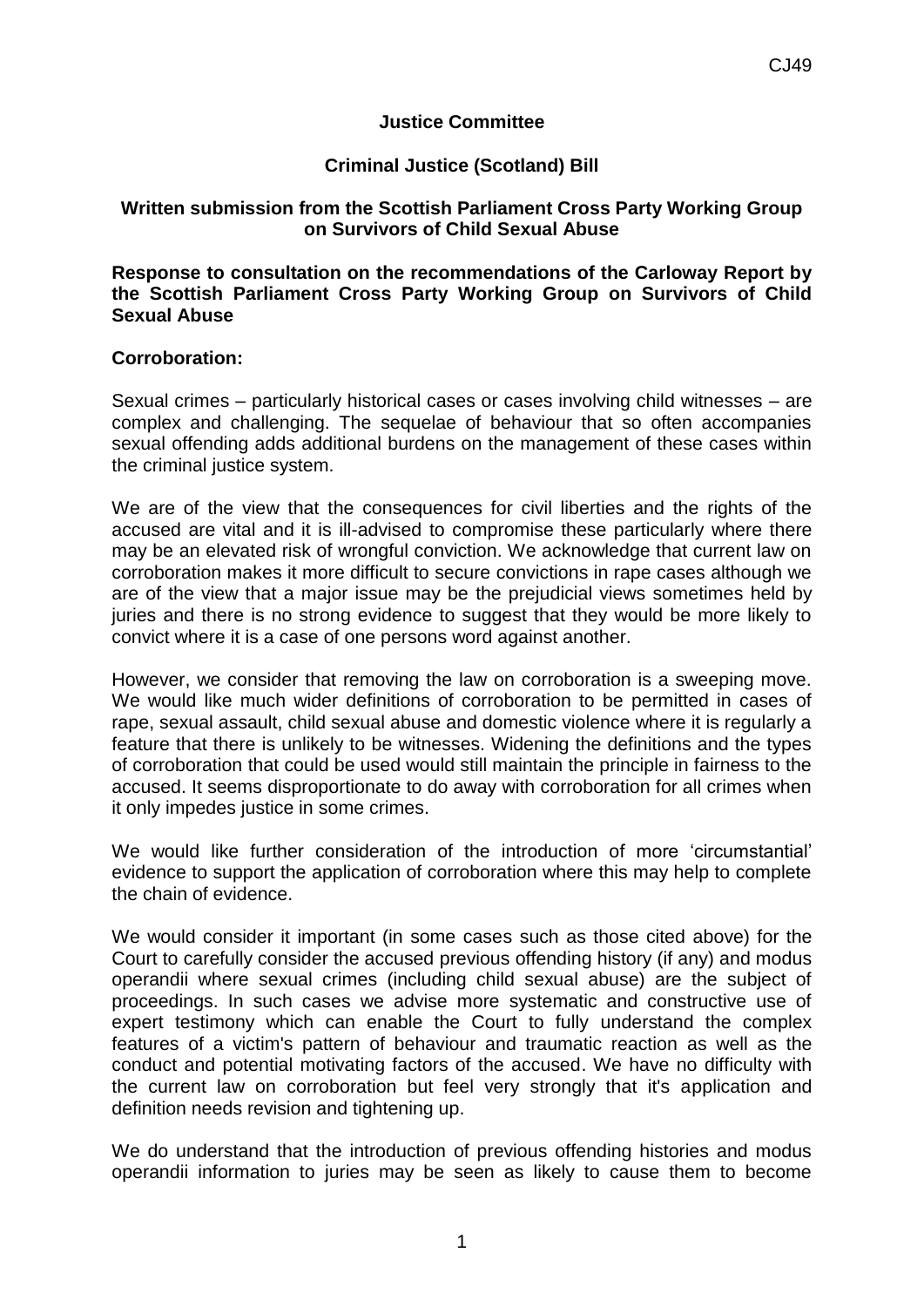**Justice Committee**

**Criminal Justice (Scotland) Bill**

**Written submission from the Scottish Parliament Cross Party Working Group on Survivors of Child Sexual Abuse**

**Response to consultation on the recommendations of the Carloway Report by the Scottish Parliament Cross Party Working Group on Survivors of Child Sexual Abuse**

**Corroboration:**

Sexual crimes – particularly historical cases or cases involving child witnesses – are complex and challenging. The sequelae of behaviour that so often accompanies sexual offending adds additional burdens on the management of these cases within the criminal justice system.

We are of the view that the consequences for civil liberties and the rights of the accused are vital and it is ill-advised to compromise these particularly where there may be an elevated risk of wrongful conviction. We acknowledge that current law on corroboration makes it more difficult to secure convictions in rape cases although we are of the view that a major issue may be the prejudicial views sometimes held by juries and there is no strong evidence to suggest that they would be more likely to convict where it is a case of one persons word against another.

However, we consider that removing the law on corroboration is a sweeping move. We would like much wider definitions of corroboration to be permitted in cases of rape, sexual assault, child sexual abuse and domestic violence where it is regularly a feature that there is unlikely to be witnesses. Widening the definitions and the types of corroboration that could be used would still maintain the principle in fairness to the accused. It seems disproportionate to do away with corroboration for all crimes when it only impedes justice in some crimes.

We would like further consideration of the introduction of more 'circumstantial' evidence to support the application of corroboration where this may help to complete the chain of evidence.

We would consider it important (in some cases such as those cited above) for the Court to carefully consider the accused previous offending history (if any) and modus operandii where sexual crimes (including child sexual abuse) are the subject of proceedings. In such cases we advise more systematic and constructive use of expert testimony which can enable the Court to fully understand the complex features of a victim's pattern of behaviour and traumatic reaction as well as the conduct and potential motivating factors of the accused. We have no difficulty with the current law on corroboration but feel very strongly that it's application and definition needs revision and tightening up.

We do understand that the introduction of previous offending histories and modus operandii information to juries may be seen as likely to cause them to become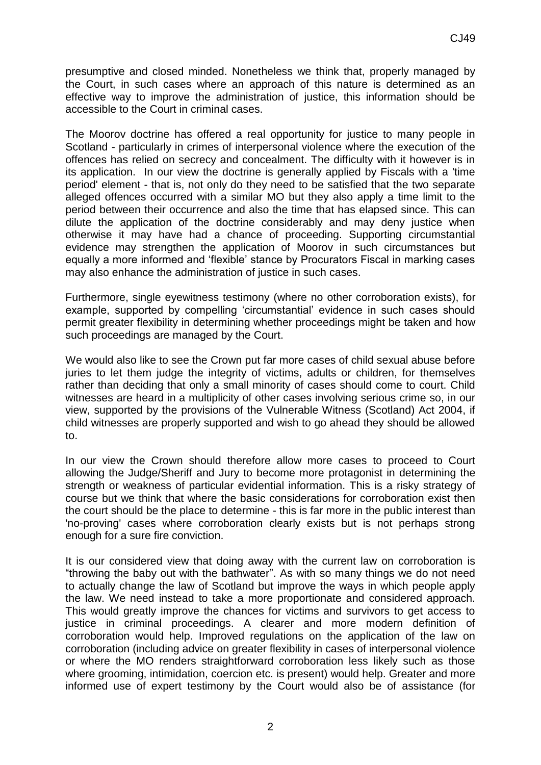presumptive and closed minded. Nonetheless we think that, properly managed by the Court, in such cases where an approach of this nature is determined as an effective way to improve the administration of justice, this information should be accessible to the Court in criminal cases.

The Moorov doctrine has offered a real opportunity for justice to many people in Scotland - particularly in crimes of interpersonal violence where the execution of the offences has relied on secrecy and concealment. The difficulty with it however is in its application. In our view the doctrine is generally applied by Fiscals with a 'time period' element - that is, not only do they need to be satisfied that the two separate alleged offences occurred with a similar MO but they also apply a time limit to the period between their occurrence and also the time that has elapsed since. This can dilute the application of the doctrine considerably and may deny justice when otherwise it may have had a chance of proceeding. Supporting circumstantial evidence may strengthen the application of Moorov in such circumstances but equally a more informed and 'flexible' stance by Procurators Fiscal in marking cases may also enhance the administration of justice in such cases.

Furthermore, single eyewitness testimony (where no other corroboration exists), for example, supported by compelling 'circumstantial' evidence in such cases should permit greater flexibility in determining whether proceedings might be taken and how such proceedings are managed by the Court.

We would also like to see the Crown put far more cases of child sexual abuse before juries to let them judge the integrity of victims, adults or children, for themselves rather than deciding that only a small minority of cases should come to court. Child witnesses are heard in a multiplicity of other cases involving serious crime so, in our view, supported by the provisions of the Vulnerable Witness (Scotland) Act 2004, if child witnesses are properly supported and wish to go ahead they should be allowed to.

In our view the Crown should therefore allow more cases to proceed to Court allowing the Judge/Sheriff and Jury to become more protagonist in determining the strength or weakness of particular evidential information. This is a risky strategy of course but we think that where the basic considerations for corroboration exist then the court should be the place to determine - this is far more in the public interest than 'no-proving' cases where corroboration clearly exists but is not perhaps strong enough for a sure fire conviction.

It is our considered view that doing away with the current law on corroboration is "throwing the baby out with the bathwater". As with so many things we do not need to actually change the law of Scotland but improve the ways in which people apply the law. We need instead to take a more proportionate and considered approach. This would greatly improve the chances for victims and survivors to get access to justice in criminal proceedings. A clearer and more modern definition of corroboration would help. Improved regulations on the application of the law on corroboration (including advice on greater flexibility in cases of interpersonal violence or where the MO renders straightforward corroboration less likely such as those where grooming, intimidation, coercion etc. is present) would help. Greater and more informed use of expert testimony by the Court would also be of assistance (for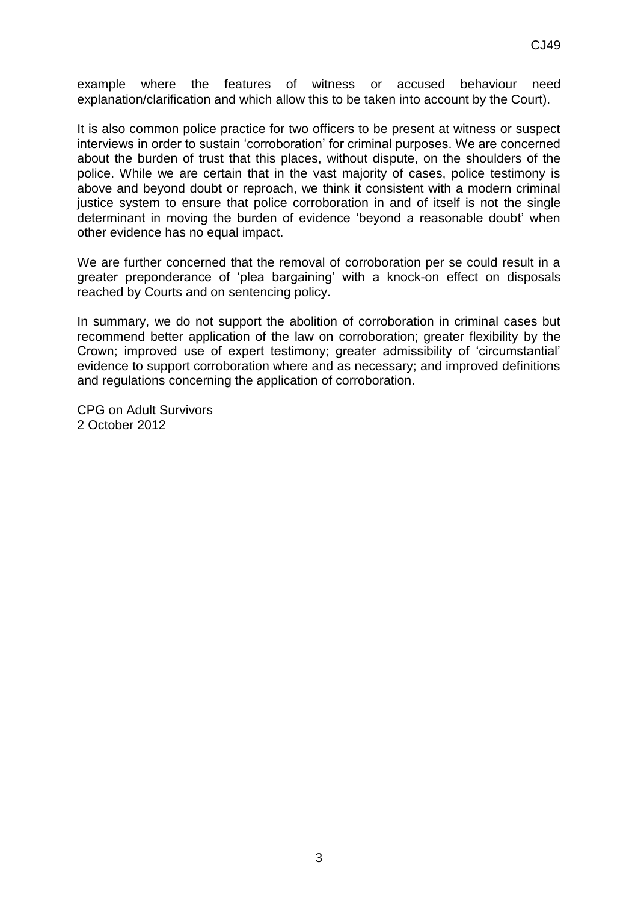example where the features of witness or accused behaviour need explanation/clarification and which allow this to be taken into account by the Court).

It is also common police practice for two officers to be present at witness or suspect interviews in order to sustain 'corroboration' for criminal purposes. We are concerned about the burden of trust that this places, without dispute, on the shoulders of the police. While we are certain that in the vast majority of cases, police testimony is above and beyond doubt or reproach, we think it consistent with a modern criminal justice system to ensure that police corroboration in and of itself is not the single determinant in moving the burden of evidence 'beyond a reasonable doubt' when other evidence has no equal impact.

We are further concerned that the removal of corroboration per se could result in a greater preponderance of 'plea bargaining' with a knock-on effect on disposals reached by Courts and on sentencing policy.

In summary, we do not support the abolition of corroboration in criminal cases but recommend better application of the law on corroboration; greater flexibility by the Crown; improved use of expert testimony; greater admissibility of 'circumstantial' evidence to support corroboration where and as necessary; and improved definitions and regulations concerning the application of corroboration.

CPG on Adult Survivors
2 October 2012